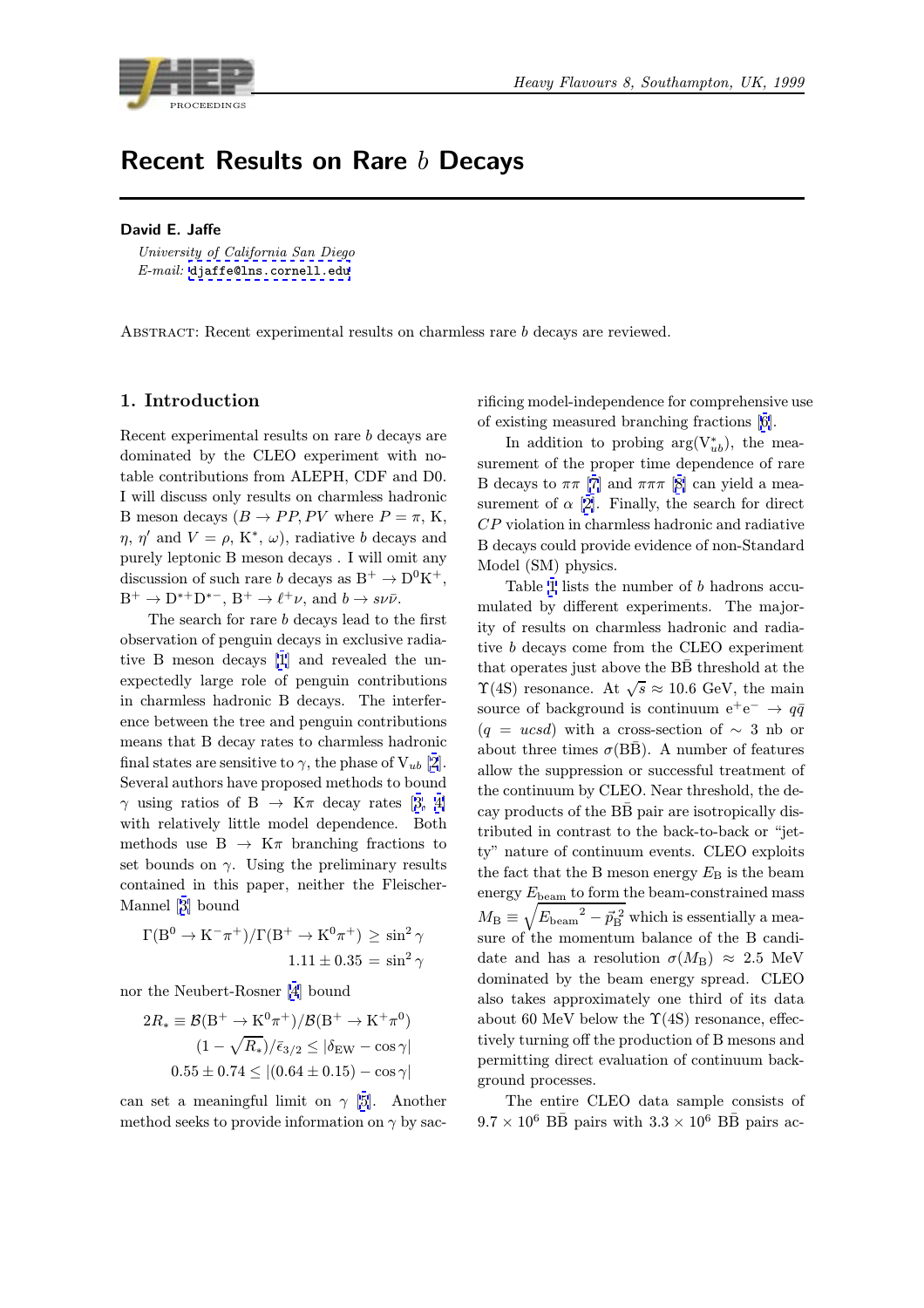# Recent Results on Rare $b$ Decays

**David E. Jaffe**

*University of California San Diego*
*E-mail:* djaffe@lns.cornell.edu

Abstract: Recent experimental results on charmless rare $b$ decays are reviewed.

## 1. Introduction

Recent experimental results on rare $b$ decays are dominated by the CLEO experiment with notable contributions from ALEPH, CDF and D0. I will discuss only results on charmless hadronic B meson decays ($B \to PP, PV$ where $P = \pi$, K, $\eta$, $\eta'$ and $V = \rho$, K$^*$, $\omega$), radiative $b$ decays and purely leptonic B meson decays . I will omit any discussion of such rare $b$ decays as $\mathrm{B}^+ \to \mathrm{D}^0\mathrm{K}^+$, $\mathrm{B}^+ \to \mathrm{D}^{*+}\mathrm{D}^{*-}$, $\mathrm{B}^+ \to \ell^+\nu$, and $b \to s\nu\bar{\nu}$.

The search for rare $b$ decays lead to the first observation of penguin decays in exclusive radiative B meson decays [1] and revealed the unexpectedly large role of penguin contributions in charmless hadronic B decays. The interference between the tree and penguin contributions means that B decay rates to charmless hadronic final states are sensitive to $\gamma$, the phase of $\mathrm{V}_{ub}$ [2]. Several authors have proposed methods to bound $\gamma$ using ratios of $\mathrm{B} \to \mathrm{K}\pi$ decay rates [3, 4] with relatively little model dependence. Both methods use $\mathrm{B} \to \mathrm{K}\pi$ branching fractions to set bounds on $\gamma$. Using the preliminary results contained in this paper, neither the Fleischer-Mannel [3] bound

$$\Gamma(\mathrm{B}^0 \to \mathrm{K}^-\pi^+)/\Gamma(\mathrm{B}^+ \to \mathrm{K}^0\pi^+) \geq \sin^2\gamma$$
$$1.11 \pm 0.35 = \sin^2\gamma$$

nor the Neubert-Rosner [4] bound

$$2R_* \equiv \mathcal{B}(\mathrm{B}^+ \to \mathrm{K}^0\pi^+)/\mathcal{B}(\mathrm{B}^+ \to \mathrm{K}^+\pi^0)$$
$$(1 - \sqrt{R_*})/\bar{\epsilon}_{3/2} \leq |\delta_{\mathrm{EW}} - \cos\gamma|$$
$$0.55 \pm 0.74 \leq |(0.64 \pm 0.15) - \cos\gamma|$$

can set a meaningful limit on $\gamma$ [5]. Another method seeks to provide information on $\gamma$ by sacrificing model-independence for comprehensive use of existing measured branching fractions [6].

In addition to probing $\arg(\mathrm{V}_{ub}^*)$, the measurement of the proper time dependence of rare B decays to $\pi\pi$ [7] and $\pi\pi\pi$ [8] can yield a measurement of $\alpha$ [2]. Finally, the search for direct $CP$ violation in charmless hadronic and radiative B decays could provide evidence of non-Standard Model (SM) physics.

Table 1 lists the number of $b$ hadrons accumulated by different experiments. The majority of results on charmless hadronic and radiative $b$ decays come from the CLEO experiment that operates just above the $\mathrm{B\bar{B}}$ threshold at the $\Upsilon(4\mathrm{S})$ resonance. At $\sqrt{s} \approx 10.6$ GeV, the main source of background is continuum $\mathrm{e}^+\mathrm{e}^- \to q\bar{q}$ ($q = ucsd$) with a cross-section of $\sim 3$ nb or about three times $\sigma(\mathrm{B\bar{B}})$. A number of features allow the suppression or successful treatment of the continuum by CLEO. Near threshold, the decay products of the $\mathrm{B\bar{B}}$ pair are isotropically distributed in contrast to the back-to-back or "jetty" nature of continuum events. CLEO exploits the fact that the B meson energy $E_{\mathrm{B}}$ is the beam energy $E_{\mathrm{beam}}$ to form the beam-constrained mass $M_{\mathrm{B}} \equiv \sqrt{{E_{\mathrm{beam}}}^2 - \vec{p}_{\mathrm{B}}^{\,2}}$ which is essentially a measure of the momentum balance of the B candidate and has a resolution $\sigma(M_{\mathrm{B}}) \approx 2.5$ MeV dominated by the beam energy spread. CLEO also takes approximately one third of its data about 60 MeV below the $\Upsilon(4\mathrm{S})$ resonance, effectively turning off the production of B mesons and permitting direct evaluation of continuum background processes.

The entire CLEO data sample consists of $9.7 \times 10^6$ $\mathrm{B\bar{B}}$ pairs with $3.3 \times 10^6$ $\mathrm{B\bar{B}}$ pairs ac-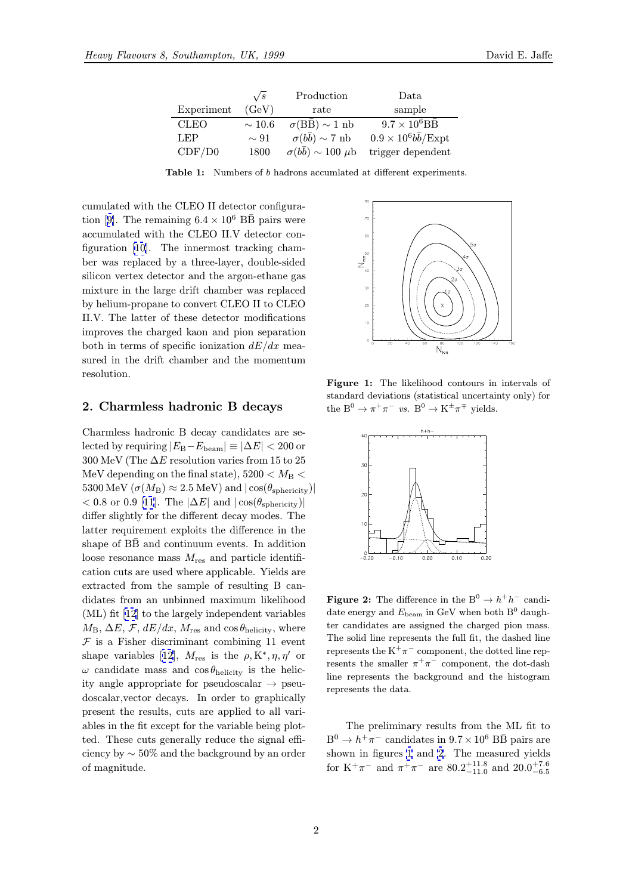| Experiment | $\sqrt{s}$ (GeV) | Production rate | Data sample |
|---|---|---|---|
| CLEO | $\sim 10.6$ | $\sigma(\mathrm{B\bar{B}}) \sim 1$ nb | $9.7 \times 10^6 \mathrm{B\bar{B}}$ |
| LEP | $\sim 91$ | $\sigma(b\bar{b}) \sim 7$ nb | $0.9 \times 10^6 b\bar{b}$/Expt |
| CDF/D0 | 1800 | $\sigma(b\bar{b}) \sim 100$ $\mu$b | trigger dependent |

**Table 1:** Numbers of $b$ hadrons accumulated at different experiments.

cumulated with the CLEO II detector configuration [9]. The remaining $6.4 \times 10^6$ $\mathrm{B\bar{B}}$ pairs were accumulated with the CLEO II.V detector configuration [10]. The innermost tracking chamber was replaced by a three-layer, double-sided silicon vertex detector and the argon-ethane gas mixture in the large drift chamber was replaced by helium-propane to convert CLEO II to CLEO II.V. The latter of these detector modifications improves the charged kaon and pion separation both in terms of specific ionization $dE/dx$ measured in the drift chamber and the momentum resolution.

## 2. Charmless hadronic B decays

Charmless hadronic B decay candidates are selected by requiring $|E_\mathrm{B} - E_\mathrm{beam}| \equiv |\Delta E| < 200$ or 300 MeV (The $\Delta E$ resolution varies from 15 to 25 MeV depending on the final state), $5200 < M_\mathrm{B} < 5300$ MeV ($\sigma(M_\mathrm{B}) \approx 2.5$ MeV) and $|\cos(\theta_\mathrm{sphericity})| < 0.8$ or 0.9 [11]. The $|\Delta E|$ and $|\cos(\theta_\mathrm{sphericity})|$ differ slightly for the different decay modes. The latter requirement exploits the difference in the shape of $\mathrm{B\bar{B}}$ and continuum events. In addition loose resonance mass $M_\mathrm{res}$ and particle identification cuts are used where applicable. Yields are extracted from the sample of resulting B candidates from an unbinned maximum likelihood (ML) fit [12] to the largely independent variables $M_\mathrm{B}$, $\Delta E$, $\mathcal{F}$, $dE/dx$, $M_\mathrm{res}$ and $\cos\theta_\mathrm{helicity}$, where $\mathcal{F}$ is a Fisher discriminant combining 11 event shape variables [12], $M_\mathrm{res}$ is the $\rho, \mathrm{K}^*, \eta, \eta'$ or $\omega$ candidate mass and $\cos\theta_\mathrm{helicity}$ is the helicity angle appropriate for pseudoscalar $\to$ pseudoscalar,vector decays. In order to graphically present the results, cuts are applied to all variables in the fit except for the variable being plotted. These cuts generally reduce the signal efficiency by $\sim 50\%$ and the background by an order of magnitude.

**Figure 1:** The likelihood contours in intervals of standard deviations (statistical uncertainty only) for the $\mathrm{B}^0 \to \pi^+\pi^-$ *vs.* $\mathrm{B}^0 \to \mathrm{K}^\pm\pi^\mp$ yields.

**Figure 2:** The difference in the $\mathrm{B}^0 \to h^+h^-$ candidate energy and $E_\mathrm{beam}$ in GeV when both $\mathrm{B}^0$ daughter candidates are assigned the charged pion mass. The solid line represents the full fit, the dashed line represents the $\mathrm{K}^+\pi^-$ component, the dotted line represents the smaller $\pi^+\pi^-$ component, the dot-dash line represents the background and the histogram represents the data.

The preliminary results from the ML fit to $\mathrm{B}^0 \to h^+\pi^-$ candidates in $9.7 \times 10^6$ $\mathrm{B\bar{B}}$ pairs are shown in figures 1 and 2. The measured yields for $\mathrm{K}^+\pi^-$ and $\pi^+\pi^-$ are $80.2^{+11.8}_{-11.0}$ and $20.0^{+7.6}_{-6.5}$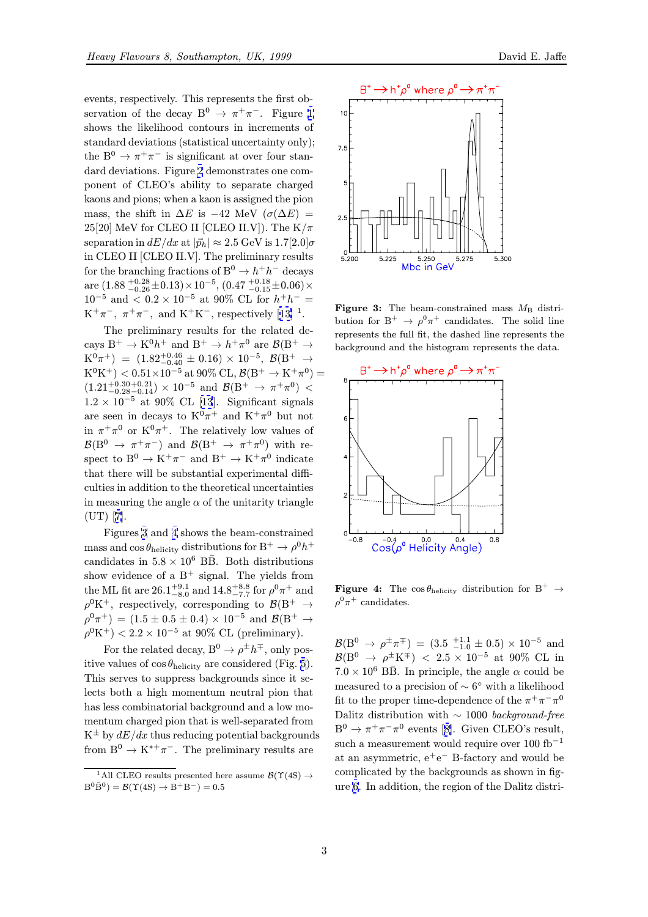events, respectively. This represents the first observation of the decay $B^0 \to \pi^+\pi^-$. Figure 1 shows the likelihood contours in increments of standard deviations (statistical uncertainty only); the $B^0 \to \pi^+\pi^-$ is significant at over four standard deviations. Figure 2 demonstrates one component of CLEO's ability to separate charged kaons and pions; when a kaon is assigned the pion mass, the shift in $\Delta E$ is $-42$ MeV ($\sigma(\Delta E) = 25[20]$ MeV for CLEO II [CLEO II.V]). The K/$\pi$ separation in $dE/dx$ at $|\vec{p}_h| \approx 2.5$ GeV is $1.7[2.0]\sigma$ in CLEO II [CLEO II.V]. The preliminary results for the branching fractions of $B^0 \to h^+h^-$ decays are $(1.88\,^{+0.28}_{-0.26}\pm 0.13)\times 10^{-5}$, $(0.47\,^{+0.18}_{-0.15}\pm 0.06)\times 10^{-5}$ and $< 0.2\times 10^{-5}$ at 90% CL for $h^+h^- = K^+\pi^-$, $\pi^+\pi^-$, and $K^+K^-$, respectively [13] [1].

The preliminary results for the related decays $B^+ \to K^0 h^+$ and $B^+ \to h^+\pi^0$ are $\mathcal{B}(B^+ \to K^0\pi^+) = (1.82^{+0.46}_{-0.40} \pm 0.16) \times 10^{-5}$, $\mathcal{B}(B^+ \to K^0K^+) < 0.51\times 10^{-5}$ at 90% CL, $\mathcal{B}(B^+ \to K^+\pi^0) = (1.21^{+0.30+0.21}_{-0.28-0.14}) \times 10^{-5}$ and $\mathcal{B}(B^+ \to \pi^+\pi^0) < 1.2 \times 10^{-5}$ at 90% CL [13]. Significant signals are seen in decays to $K^0\pi^+$ and $K^+\pi^0$ but not in $\pi^+\pi^0$ or $K^0\pi^+$. The relatively low values of $\mathcal{B}(B^0 \to \pi^+\pi^-)$ and $\mathcal{B}(B^+ \to \pi^+\pi^0)$ with respect to $B^0 \to K^+\pi^-$ and $B^+ \to K^+\pi^0$ indicate that there will be substantial experimental difficulties in addition to the theoretical uncertainties in measuring the angle $\alpha$ of the unitarity triangle (UT) [7].

Figures 3 and 4 shows the beam-constrained mass and $\cos\theta_{\rm helicity}$ distributions for $B^+ \to \rho^0 h^+$ candidates in $5.8 \times 10^6$ $B\bar{B}$. Both distributions show evidence of a $B^+$ signal. The yields from the ML fit are $26.1^{+9.1}_{-8.0}$ and $14.8^{+8.8}_{-7.7}$ for $\rho^0\pi^+$ and $\rho^0K^+$, respectively, corresponding to $\mathcal{B}(B^+ \to \rho^0\pi^+) = (1.5 \pm 0.5 \pm 0.4) \times 10^{-5}$ and $\mathcal{B}(B^+ \to \rho^0K^+) < 2.2 \times 10^{-5}$ at 90% CL (preliminary).

For the related decay, $B^0 \to \rho^\pm h^\mp$, only positive values of $\cos\theta_{\rm helicity}$ are considered (Fig. 5). This serves to suppress backgrounds since it selects both a high momentum neutral pion that has less combinatorial background and a low momentum charged pion that is well-separated from $K^\pm$ by $dE/dx$ thus reducing potential backgrounds from $B^0 \to K^{*+}\pi^-$. The preliminary results are $\mathcal{B}(B^0 \to \rho^\pm\pi^\mp) = (3.5\;^{+1.1}_{-1.0} \pm 0.5) \times 10^{-5}$ and $\mathcal{B}(B^0 \to \rho^\pm K^\mp) < 2.5 \times 10^{-5}$ at 90% CL in $7.0 \times 10^6$ $B\bar{B}$. In principle, the angle $\alpha$ could be measured to a precision of $\sim 6°$ with a likelihood fit to the proper time-dependence of the $\pi^+\pi^-\pi^0$ Dalitz distribution with $\sim 1000$ *background-free* $B^0 \to \pi^+\pi^-\pi^0$ events [8]. Given CLEO's result, such a measurement would require over 100 fb$^{-1}$ at an asymmetric, $e^+e^-$ B-factory and would be complicated by the backgrounds as shown in figure 6. In addition, the region of the Dalitz distri-

**Figure 3:** The beam-constrained mass $M_B$ distribution for $B^+ \to \rho^0\pi^+$ candidates. The solid line represents the full fit, the dashed line represents the background and the histogram represents the data.

**Figure 4:** The $\cos\theta_{\rm helicity}$ distribution for $B^+ \to \rho^0\pi^+$ candidates.

[1] All CLEO results presented here assume $\mathcal{B}(\Upsilon(4S) \to B^0\bar{B}^0) = \mathcal{B}(\Upsilon(4S) \to B^+B^-) = 0.5$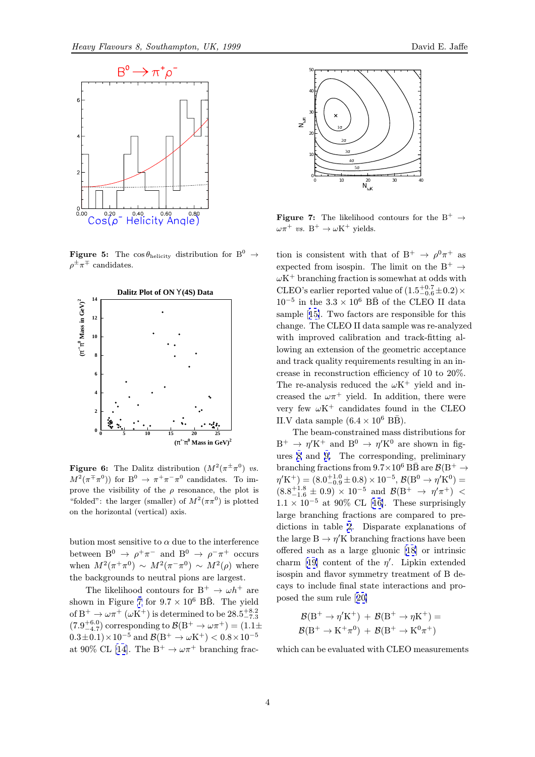**Figure 5:** The $\cos\theta_{\rm helicity}$ distribution for $B^0 \to \rho^\pm\pi^\mp$ candidates.

**Figure 6:** The Dalitz distribution ($M^2(\pi^\pm\pi^0)$ *vs.* $M^2(\pi^\mp\pi^0)$) for $B^0 \to \pi^+\pi^-\pi^0$ candidates. To improve the visibility of the $\rho$ resonance, the plot is "folded": the larger (smaller) of $M^2(\pi\pi^0)$ is plotted on the horizontal (vertical) axis.

bution most sensitive to $\alpha$ due to the interference between $B^0 \to \rho^+\pi^-$ and $B^0 \to \rho^-\pi^+$ occurs when $M^2(\pi^+\pi^0) \sim M^2(\pi^-\pi^0) \sim M^2(\rho)$ where the backgrounds to neutral pions are largest.

The likelihood contours for $B^+ \to \omega h^+$ are shown in Figure 7 for $9.7 \times 10^6$ $B\bar{B}$. The yield of $B^+ \to \omega\pi^+$ ($\omega K^+$) is determined to be $28.5^{+8.2}_{-7.3}$ ($7.9^{+6.0}_{-4.7}$) corresponding to $\mathcal{B}(B^+ \to \omega\pi^+) = (1.1 \pm 0.3 \pm 0.1) \times 10^{-5}$ and $\mathcal{B}(B^+ \to \omega K^+) < 0.8 \times 10^{-5}$ at 90% CL [14]. The $B^+ \to \omega\pi^+$ branching fraction is consistent with that of $B^+ \to \rho^0\pi^+$ as expected from isospin. The limit on the $B^+ \to \omega K^+$ branching fraction is somewhat at odds with CLEO's earlier reported value of $(1.5^{+0.7}_{-0.6} \pm 0.2) \times 10^{-5}$ in the $3.3 \times 10^6$ $B\bar{B}$ of the CLEO II data sample [15]. Two factors are responsible for this change. The CLEO II data sample was re-analyzed with improved calibration and track-fitting allowing an extension of the geometric acceptance and track quality requirements resulting in an increase in reconstruction efficiency of 10 to 20%. The re-analysis reduced the $\omega K^+$ yield and increased the $\omega\pi^+$ yield. In addition, there were very few $\omega K^+$ candidates found in the CLEO II.V data sample ($6.4 \times 10^6$ $B\bar{B}$).

**Figure 7:** The likelihood contours for the $B^+ \to \omega\pi^+$ *vs.* $B^+ \to \omega K^+$ yields.

The beam-constrained mass distributions for $B^+ \to \eta' K^+$ and $B^0 \to \eta' K^0$ are shown in figures 8 and 9. The corresponding, preliminary branching fractions from $9.7 \times 10^6$ $B\bar{B}$ are $\mathcal{B}(B^+ \to \eta' K^+) = (8.0^{+1.0}_{-0.9} \pm 0.8) \times 10^{-5}$, $\mathcal{B}(B^0 \to \eta' K^0) = (8.8^{+1.8}_{-1.6} \pm 0.9) \times 10^{-5}$ and $\mathcal{B}(B^+ \to \eta'\pi^+) < 1.1 \times 10^{-5}$ at 90% CL [16]. These surprisingly large branching fractions are compared to predictions in table 2. Disparate explanations of the large $B \to \eta' K$ branching fractions have been offered such as a large gluonic [18] or intrinsic charm [19] content of the $\eta'$. Lipkin extended isospin and flavor symmetry treatment of B decays to include final state interactions and proposed the sum rule [20]

$$\mathcal{B}(B^+ \to \eta' K^+) + \mathcal{B}(B^+ \to \eta K^+) =$$
$$\mathcal{B}(B^+ \to K^+\pi^0) + \mathcal{B}(B^+ \to K^0\pi^+)$$

which can be evaluated with CLEO measurements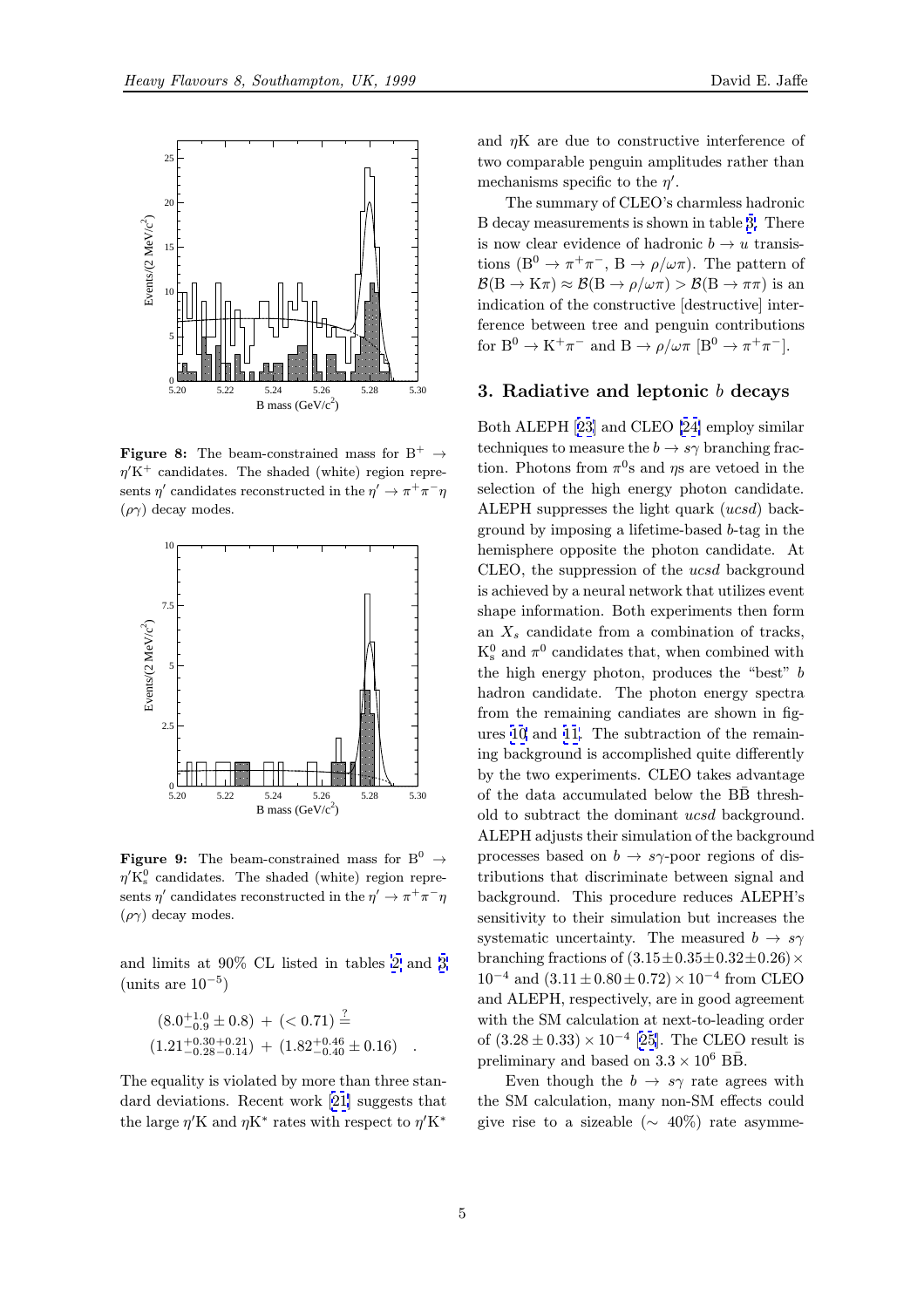**Figure 8:** The beam-constrained mass for $B^+ \to \eta' K^+$ candidates. The shaded (white) region represents $\eta'$ candidates reconstructed in the $\eta' \to \pi^+\pi^-\eta$ ($\rho\gamma$) decay modes.

**Figure 9:** The beam-constrained mass for $B^0 \to \eta' K^0_s$ candidates. The shaded (white) region represents $\eta'$ candidates reconstructed in the $\eta' \to \pi^+\pi^-\eta$ ($\rho\gamma$) decay modes.

and limits at 90% CL listed in tables 2 and 3 (units are $10^{-5}$)

$$(8.0^{+1.0}_{-0.9} \pm 0.8) \; + \; (< 0.71) \stackrel{?}{=}$$
$$(1.21^{+0.30+0.21}_{-0.28-0.14}) \; + \; (1.82^{+0.46}_{-0.40} \pm 0.16) \quad .$$

The equality is violated by more than three standard deviations. Recent work [21] suggests that the large $\eta' K$ and $\eta K^*$ rates with respect to $\eta' K^*$ and $\eta K$ are due to constructive interference of two comparable penguin amplitudes rather than mechanisms specific to the $\eta'$.

The summary of CLEO's charmless hadronic B decay measurements is shown in table 3. There is now clear evidence of hadronic $b \to u$ transistions ($B^0 \to \pi^+\pi^-$, $B \to \rho/\omega\pi$). The pattern of $\mathcal{B}(B \to K\pi) \approx \mathcal{B}(B \to \rho/\omega\pi) > \mathcal{B}(B \to \pi\pi)$ is an indication of the constructive [destructive] interference between tree and penguin contributions for $B^0 \to K^+\pi^-$ and $B \to \rho/\omega\pi$ [$B^0 \to \pi^+\pi^-$].

## 3. Radiative and leptonic $b$ decays

Both ALEPH [23] and CLEO [24] employ similar techniques to measure the $b \to s\gamma$ branching fraction. Photons from $\pi^0$s and $\eta$s are vetoed in the selection of the high energy photon candidate. ALEPH suppresses the light quark (*ucsd*) background by imposing a lifetime-based $b$-tag in the hemisphere opposite the photon candidate. At CLEO, the suppression of the *ucsd* background is achieved by a neural network that utilizes event shape information. Both experiments then form an $X_s$ candidate from a combination of tracks, $K^0_s$ and $\pi^0$ candidates that, when combined with the high energy photon, produces the "best" $b$ hadron candidate. The photon energy spectra from the remaining candiates are shown in figures 10 and 11. The subtraction of the remaining background is accomplished quite differently by the two experiments. CLEO takes advantage of the data accumulated below the $B\bar{B}$ threshold to subtract the dominant *ucsd* background. ALEPH adjusts their simulation of the background processes based on $b \to s\gamma$-poor regions of distributions that discriminate between signal and background. This procedure reduces ALEPH's sensitivity to their simulation but increases the systematic uncertainty. The measured $b \to s\gamma$ branching fractions of $(3.15 \pm 0.35 \pm 0.32 \pm 0.26) \times 10^{-4}$ and $(3.11 \pm 0.80 \pm 0.72) \times 10^{-4}$ from CLEO and ALEPH, respectively, are in good agreement with the SM calculation at next-to-leading order of $(3.28 \pm 0.33) \times 10^{-4}$ [25]. The CLEO result is preliminary and based on $3.3 \times 10^6$ $B\bar{B}$.

Even though the $b \to s\gamma$ rate agrees with the SM calculation, many non-SM effects could give rise to a sizeable ($\sim$ 40%) rate asymme-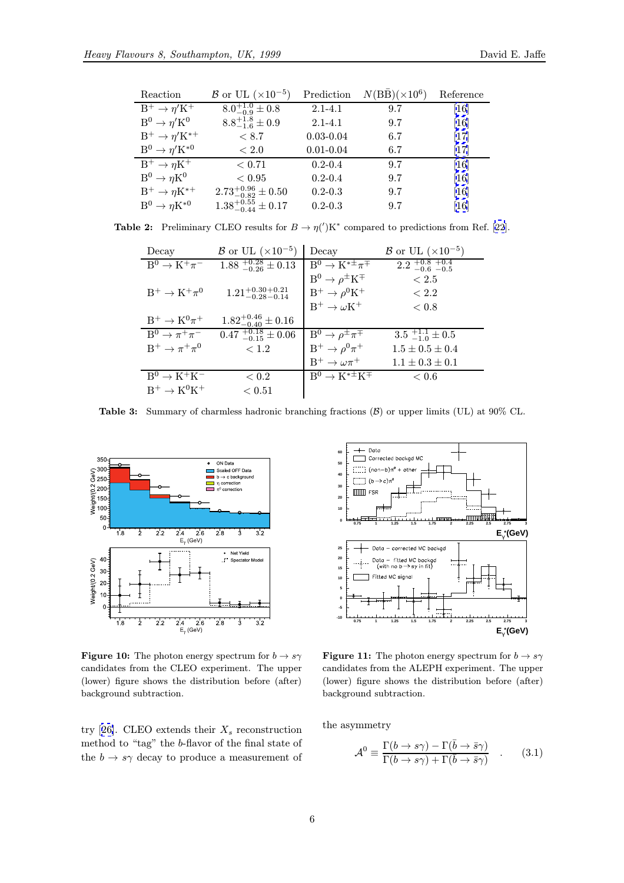| Reaction | $\mathcal{B}$ or UL ($\times 10^{-5}$) | Prediction | $N(\mathrm{B\bar{B}})(\times 10^6)$ | Reference |
|---|---|---|---|---|
| $\mathrm{B}^+ \to \eta' \mathrm{K}^+$ | $8.0^{+1.0}_{-0.9} \pm 0.8$ | 2.1-4.1 | 9.7 | [16] |
| $\mathrm{B}^0 \to \eta' \mathrm{K}^0$ | $8.8^{+1.8}_{-1.6} \pm 0.9$ | 2.1-4.1 | 9.7 | [16] |
| $\mathrm{B}^+ \to \eta' \mathrm{K}^{*+}$ | $< 8.7$ | 0.03-0.04 | 6.7 | [17] |
| $\mathrm{B}^0 \to \eta' \mathrm{K}^{*0}$ | $< 2.0$ | 0.01-0.04 | 6.7 | [17] |
| $\mathrm{B}^+ \to \eta \mathrm{K}^+$ | $< 0.71$ | 0.2-0.4 | 9.7 | [16] |
| $\mathrm{B}^0 \to \eta \mathrm{K}^0$ | $< 0.95$ | 0.2-0.4 | 9.7 | [16] |
| $\mathrm{B}^+ \to \eta \mathrm{K}^{*+}$ | $2.73^{+0.96}_{-0.82} \pm 0.50$ | 0.2-0.3 | 9.7 | [16] |
| $\mathrm{B}^0 \to \eta \mathrm{K}^{*0}$ | $1.38^{+0.55}_{-0.44} \pm 0.17$ | 0.2-0.3 | 9.7 | [16] |

**Table 2:** Preliminary CLEO results for $B \to \eta(')\mathrm{K}^*$ compared to predictions from Ref. [22].

| Decay | $\mathcal{B}$ or UL ($\times 10^{-5}$) | Decay | $\mathcal{B}$ or UL ($\times 10^{-5}$) |
|---|---|---|---|
| $\mathrm{B}^0 \to \mathrm{K}^+\pi^-$ | $1.88\ ^{+0.28}_{-0.26} \pm 0.13$ | $\mathrm{B}^0 \to \mathrm{K}^{*\pm}\pi^{\mp}$ | $2.2\ ^{+0.8}_{-0.6}\ ^{+0.4}_{-0.5}$ |
| | | $\mathrm{B}^0 \to \rho^{\pm}\mathrm{K}^{\mp}$ | $< 2.5$ |
| $\mathrm{B}^+ \to \mathrm{K}^+\pi^0$ | $1.21^{+0.30+0.21}_{-0.28-0.14}$ | $\mathrm{B}^+ \to \rho^0\mathrm{K}^+$ | $< 2.2$ |
| | | $\mathrm{B}^+ \to \omega\mathrm{K}^+$ | $< 0.8$ |
| $\mathrm{B}^+ \to \mathrm{K}^0\pi^+$ | $1.82^{+0.46}_{-0.40} \pm 0.16$ | | |
| $\mathrm{B}^0 \to \pi^+\pi^-$ | $0.47\ ^{+0.18}_{-0.15} \pm 0.06$ | $\mathrm{B}^0 \to \rho^{\pm}\pi^{\mp}$ | $3.5\ ^{+1.1}_{-1.0} \pm 0.5$ |
| $\mathrm{B}^+ \to \pi^+\pi^0$ | $< 1.2$ | $\mathrm{B}^+ \to \rho^0\pi^+$ | $1.5 \pm 0.5 \pm 0.4$ |
| | | $\mathrm{B}^+ \to \omega\pi^+$ | $1.1 \pm 0.3 \pm 0.1$ |
| $\mathrm{B}^0 \to \mathrm{K}^+\mathrm{K}^-$ | $< 0.2$ | $\mathrm{B}^0 \to \mathrm{K}^{*\pm}\mathrm{K}^{\mp}$ | $< 0.6$ |
| $\mathrm{B}^+ \to \mathrm{K}^0\mathrm{K}^+$ | $< 0.51$ | | |

**Table 3:** Summary of charmless hadronic branching fractions ($\mathcal{B}$) or upper limits (UL) at 90% CL.

**Figure 10:** The photon energy spectrum for $b \to s\gamma$ candidates from the CLEO experiment. The upper (lower) figure shows the distribution before (after) background subtraction.

**Figure 11:** The photon energy spectrum for $b \to s\gamma$ candidates from the ALEPH experiment. The upper (lower) figure shows the distribution before (after) background subtraction.

try [26]. CLEO extends their $X_s$ reconstruction method to "tag" the $b$-flavor of the final state of the $b \to s\gamma$ decay to produce a measurement of the asymmetry

$$\mathcal{A}^0 \equiv \frac{\Gamma(b \to s\gamma) - \Gamma(\bar{b} \to \bar{s}\gamma)}{\Gamma(b \to s\gamma) + \Gamma(\bar{b} \to \bar{s}\gamma)} \quad . \tag{3.1}$$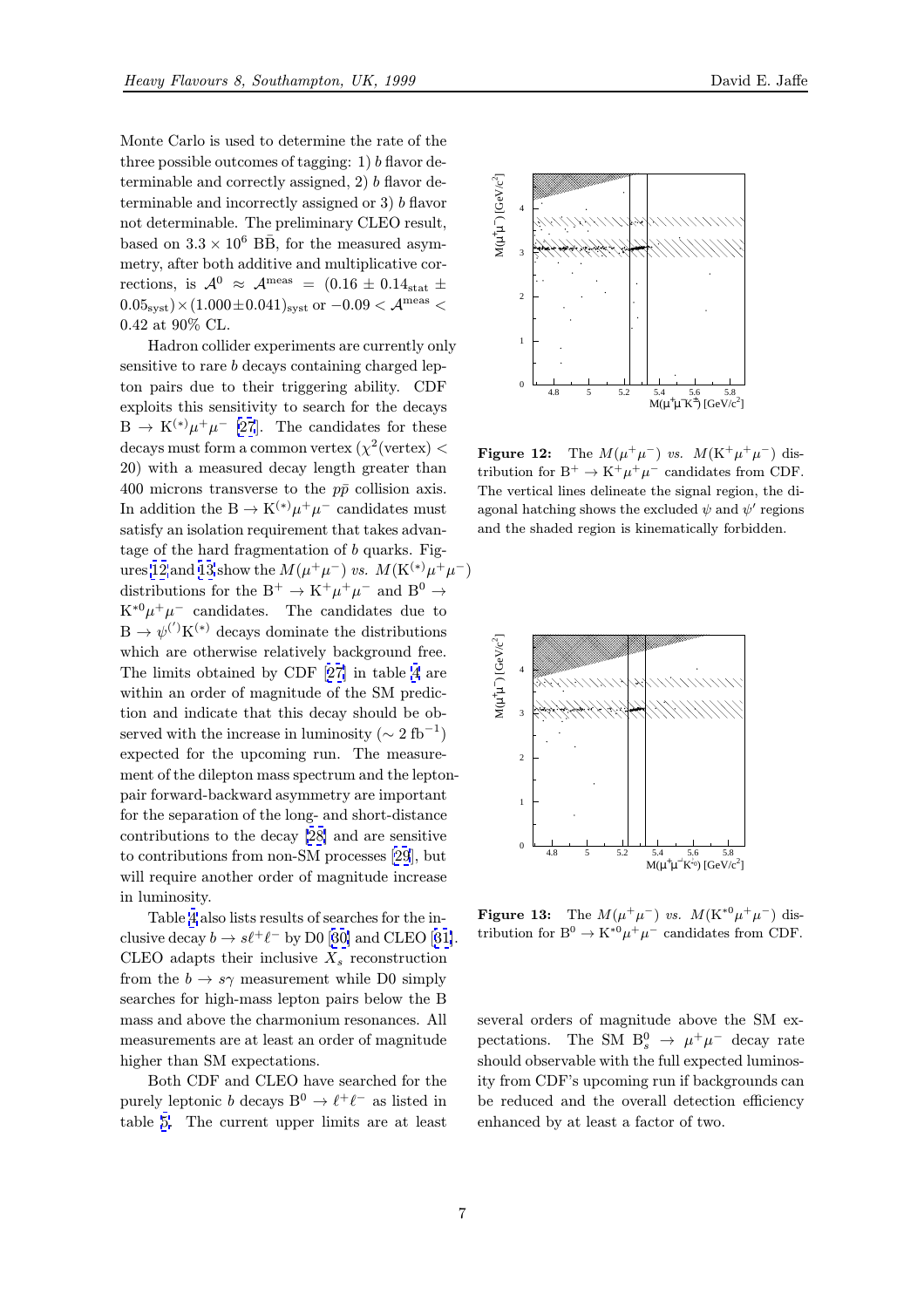Monte Carlo is used to determine the rate of the three possible outcomes of tagging: 1) $b$ flavor determinable and correctly assigned, 2) $b$ flavor determinable and incorrectly assigned or 3) $b$ flavor not determinable. The preliminary CLEO result, based on $3.3 \times 10^6$ $\mathrm{B\bar{B}}$, for the measured asymmetry, after both additive and multiplicative corrections, is $\mathcal{A}^0 \approx \mathcal{A}^{\mathrm{meas}} = (0.16 \pm 0.14_{\mathrm{stat}} \pm 0.05_{\mathrm{syst}}) \times (1.000 \pm 0.041)_{\mathrm{syst}}$ or $-0.09 < \mathcal{A}^{\mathrm{meas}} < 0.42$ at 90% CL.

Hadron collider experiments are currently only sensitive to rare $b$ decays containing charged lepton pairs due to their triggering ability. CDF exploits this sensitivity to search for the decays $\mathrm{B} \to \mathrm{K}^{(*)}\mu^+\mu^-$ [27]. The candidates for these decays must form a common vertex ($\chi^2(\mathrm{vertex}) < 20$) with a measured decay length greater than 400 microns transverse to the $p\bar{p}$ collision axis. In addition the $\mathrm{B} \to \mathrm{K}^{(*)}\mu^+\mu^-$ candidates must satisfy an isolation requirement that takes advantage of the hard fragmentation of $b$ quarks. Figures 12 and 13 show the $M(\mu^+\mu^-)$ *vs.* $M(\mathrm{K}^{(*)}\mu^+\mu^-)$ distributions for the $\mathrm{B}^+ \to \mathrm{K}^+\mu^+\mu^-$ and $\mathrm{B}^0 \to \mathrm{K}^{*0}\mu^+\mu^-$ candidates. The candidates due to $\mathrm{B} \to \psi^{(\prime)}\mathrm{K}^{(*)}$ decays dominate the distributions which are otherwise relatively background free. The limits obtained by CDF [27] in table 4 are within an order of magnitude of the SM prediction and indicate that this decay should be observed with the increase in luminosity ($\sim 2\ \mathrm{fb}^{-1}$) expected for the upcoming run. The measurement of the dilepton mass spectrum and the lepton-pair forward-backward asymmetry are important for the separation of the long- and short-distance contributions to the decay [28] and are sensitive to contributions from non-SM processes [29], but will require another order of magnitude increase in luminosity.

Table 4 also lists results of searches for the inclusive decay $b \to s\ell^+\ell^-$ by D0 [30] and CLEO [31]. CLEO adapts their inclusive $X_s$ reconstruction from the $b \to s\gamma$ measurement while D0 simply searches for high-mass lepton pairs below the B mass and above the charmonium resonances. All measurements are at least an order of magnitude higher than SM expectations.

Both CDF and CLEO have searched for the purely leptonic $b$ decays $\mathrm{B}^0 \to \ell^+\ell^-$ as listed in table 5. The current upper limits are at least several orders of magnitude above the SM expectations. The SM $\mathrm{B}_s^0 \to \mu^+\mu^-$ decay rate should observable with the full expected luminosity from CDF's upcoming run if backgrounds can be reduced and the overall detection efficiency enhanced by at least a factor of two.

**Figure 12:** The $M(\mu^+\mu^-)$ *vs.* $M(\mathrm{K}^+\mu^+\mu^-)$ distribution for $\mathrm{B}^+ \to \mathrm{K}^+\mu^+\mu^-$ candidates from CDF. The vertical lines delineate the signal region, the diagonal hatching shows the excluded $\psi$ and $\psi'$ regions and the shaded region is kinematically forbidden.

**Figure 13:** The $M(\mu^+\mu^-)$ *vs.* $M(\mathrm{K}^{*0}\mu^+\mu^-)$ distribution for $\mathrm{B}^0 \to \mathrm{K}^{*0}\mu^+\mu^-$ candidates from CDF.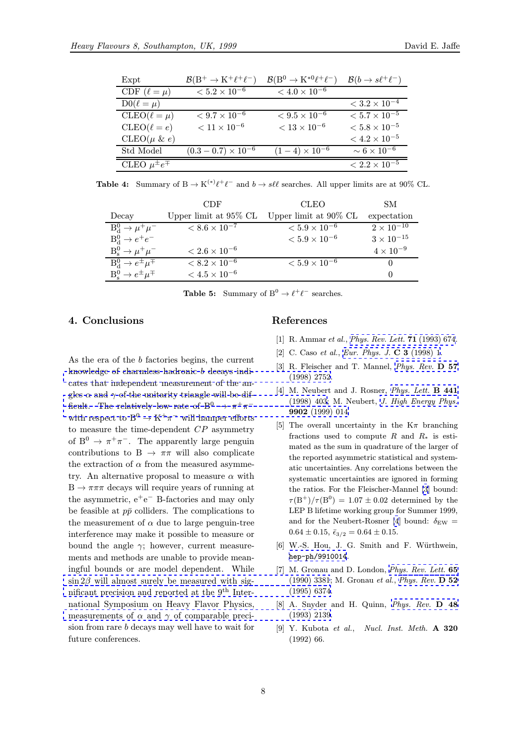| Expt | $\mathcal{B}(B^+ \to K^+\ell^+\ell^-)$ | $\mathcal{B}(B^0 \to K^{*0}\ell^+\ell^-)$ | $\mathcal{B}(b \to s\ell^+\ell^-)$ |
|---|---|---|---|
| CDF ($\ell = \mu$) | $< 5.2 \times 10^{-6}$ | $< 4.0 \times 10^{-6}$ | |
| D0($\ell = \mu$) | | | $< 3.2 \times 10^{-4}$ |
| CLEO($\ell = \mu$) | $< 9.7 \times 10^{-6}$ | $< 9.5 \times 10^{-6}$ | $< 5.7 \times 10^{-5}$ |
| CLEO($\ell = e$) | $< 11 \times 10^{-6}$ | $< 13 \times 10^{-6}$ | $< 5.8 \times 10^{-5}$ |
| CLEO($\mu$ & $e$) | | | $< 4.2 \times 10^{-5}$ |
| Std Model | $(0.3 - 0.7) \times 10^{-6}$ | $(1 - 4) \times 10^{-6}$ | $\sim 6 \times 10^{-6}$ |
| CLEO $\mu^\pm e^\mp$ | | | $< 2.2 \times 10^{-5}$ |

**Table 4:** Summary of $B \to K^{(*)}\ell^+\ell^-$ and $b \to s\ell\ell$ searches. All upper limits are at 90% CL.

| Decay | CDF Upper limit at 95% CL | CLEO Upper limit at 90% CL | SM expectation |
|---|---|---|---|
| $B_d^0 \to \mu^+\mu^-$ | $< 8.6 \times 10^{-7}$ | $< 5.9 \times 10^{-6}$ | $2 \times 10^{-10}$ |
| $B_d^0 \to e^+e^-$ | | $< 5.9 \times 10^{-6}$ | $3 \times 10^{-15}$ |
| $B_s^0 \to \mu^+\mu^-$ | $< 2.6 \times 10^{-6}$ | | $4 \times 10^{-9}$ |
| $B_d^0 \to e^\pm\mu^\mp$ | $< 8.2 \times 10^{-6}$ | $< 5.9 \times 10^{-6}$ | 0 |
| $B_s^0 \to e^\pm\mu^\mp$ | $< 4.5 \times 10^{-6}$ | | 0 |

**Table 5:** Summary of $B^0 \to \ell^+\ell^-$ searches.

## 4. Conclusions

As the era of the $b$ factories begins, the current knowledge of charmless-hadronic-$b$ decays indicates that independent measurement of the angles $\alpha$ and $\gamma$ of the unitarity triangle will be difficult. The relatively low rate of $B^0 \to \pi^+\pi^-$ with respect to $B^0 \to K^+\pi^-$ will hamper efforts to measure the time-dependent $CP$ asymmetry of $B^0 \to \pi^+\pi^-$. The apparently large penguin contributions to $B \to \pi\pi$ will also complicate the extraction of $\alpha$ from the measured asymmetry. An alternative proposal to measure $\alpha$ with $B \to \pi\pi\pi$ decays will require years of running at the asymmetric, $e^+e^-$ B-factories and may only be feasible at $p\bar{p}$ colliders. The complications to the measurement of $\alpha$ due to large penguin-tree interference may make it possible to measure or bound the angle $\gamma$; however, current measurements and methods are unable to provide meaningful bounds or are model dependent. While $\sin 2\beta$ will almost surely be measured with significant precision and reported at the 9th International Symposium on Heavy Flavor Physics, measurements of $\alpha$ and $\gamma$ of comparable precision from rare $b$ decays may well have to wait for future conferences.

## References

[1] R. Ammar *et al.*, *Phys. Rev. Lett.* **71** (1993) 674.

[2] C. Caso *et al.*, *Eur. Phys. J.* **C 3** (1998) 1.

[3] R. Fleischer and T. Mannel, *Phys. Rev.* **D 57** (1998) 2752.

[4] M. Neubert and J. Rosner, *Phys. Lett.* **B 441** (1998) 403; M. Neubert, *J. High Energy Phys.* **9902** (1999) 014.

[5] The overall uncertainty in the $K\pi$ branching fractions used to compute $R$ and $R_*$ is estimated as the sum in quadrature of the larger of the reported asymmetric statistical and systematic uncertainties. Any correlations between the systematic uncertainties are ignored in forming the ratios. For the Fleischer-Mannel [3] bound: $\tau(B^+)/\tau(B^0) = 1.07 \pm 0.02$ determined by the LEP B lifetime working group for Summer 1999, and for the Neubert-Rosner [4] bound: $\delta_{\rm EW} = 0.64 \pm 0.15$, $\bar{\epsilon}_{3/2} = 0.64 \pm 0.15$.

[6] W.-S. Hou, J. G. Smith and F. Würthwein, hep-ph/9910014.

[7] M. Gronau and D. London, *Phys. Rev. Lett.* **65** (1990) 3381; M. Gronau *et al.*, *Phys. Rev.* **D 52** (1995) 6374.

[8] A. Snyder and H. Quinn, *Phys. Rev.* **D 48** (1993) 2139.

[9] Y. Kubota *et al.*, *Nucl. Inst. Meth.* **A 320** (1992) 66.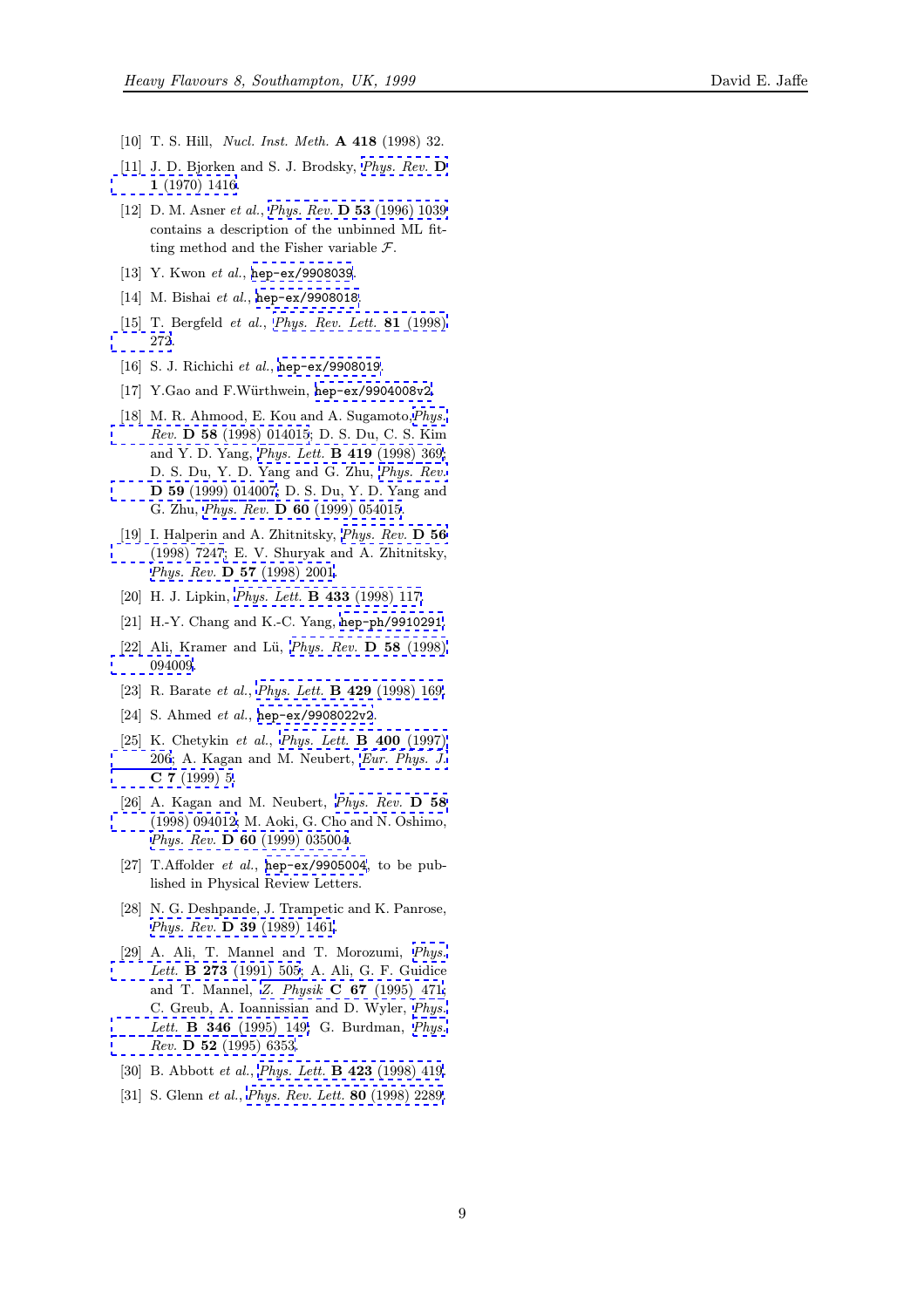[10] T. S. Hill, *Nucl. Inst. Meth.* **A 418** (1998) 32.

[11] J. D. Bjorken and S. J. Brodsky, *Phys. Rev.* **D 1** (1970) 1416.

[12] D. M. Asner *et al.*, *Phys. Rev.* **D 53** (1996) 1039 contains a description of the unbinned ML fitting method and the Fisher variable $\mathcal{F}$.

[13] Y. Kwon *et al.*, hep-ex/9908039.

[14] M. Bishai *et al.*, hep-ex/9908018.

[15] T. Bergfeld *et al.*, *Phys. Rev. Lett.* **81** (1998) 272.

[16] S. J. Richichi *et al.*, hep-ex/9908019.

[17] Y.Gao and F.Würthwein, hep-ex/9904008v2.

[18] M. R. Ahmood, E. Kou and A. Sugamoto, *Phys. Rev.* **D 58** (1998) 014015; D. S. Du, C. S. Kim and Y. D. Yang, *Phys. Lett.* **B 419** (1998) 369; D. S. Du, Y. D. Yang and G. Zhu, *Phys. Rev.* **D 59** (1999) 014007; D. S. Du, Y. D. Yang and G. Zhu, *Phys. Rev.* **D 60** (1999) 054015.

[19] I. Halperin and A. Zhitnitsky, *Phys. Rev.* **D 56** (1998) 7247; E. V. Shuryak and A. Zhitnitsky, *Phys. Rev.* **D 57** (1998) 2001.

[20] H. J. Lipkin, *Phys. Lett.* **B 433** (1998) 117.

[21] H.-Y. Chang and K.-C. Yang, hep-ph/9910291.

[22] Ali, Kramer and Lü, *Phys. Rev.* **D 58** (1998) 094009.

[23] R. Barate *et al.*, *Phys. Lett.* **B 429** (1998) 169.

[24] S. Ahmed *et al.*, hep-ex/9908022v2.

[25] K. Chetykin *et al.*, *Phys. Lett.* **B 400** (1997) 206; A. Kagan and M. Neubert, *Eur. Phys. J.* **C 7** (1999) 5.

[26] A. Kagan and M. Neubert, *Phys. Rev.* **D 58** (1998) 094012; M. Aoki, G. Cho and N. Oshimo, *Phys. Rev.* **D 60** (1999) 035004.

[27] T.Affolder *et al.*, hep-ex/9905004, to be published in Physical Review Letters.

[28] N. G. Deshpande, J. Trampetic and K. Panrose, *Phys. Rev.* **D 39** (1989) 1461.

[29] A. Ali, T. Mannel and T. Morozumi, *Phys. Lett.* **B 273** (1991) 505; A. Ali, G. F. Guidice and T. Mannel, *Z. Physik* **C 67** (1995) 471; C. Greub, A. Ioannissian and D. Wyler, *Phys. Lett.* **B 346** (1995) 149; G. Burdman, *Phys. Rev.* **D 52** (1995) 6353.

[30] B. Abbott *et al.*, *Phys. Lett.* **B 423** (1998) 419.

[31] S. Glenn *et al.*, *Phys. Rev. Lett.* **80** (1998) 2289.